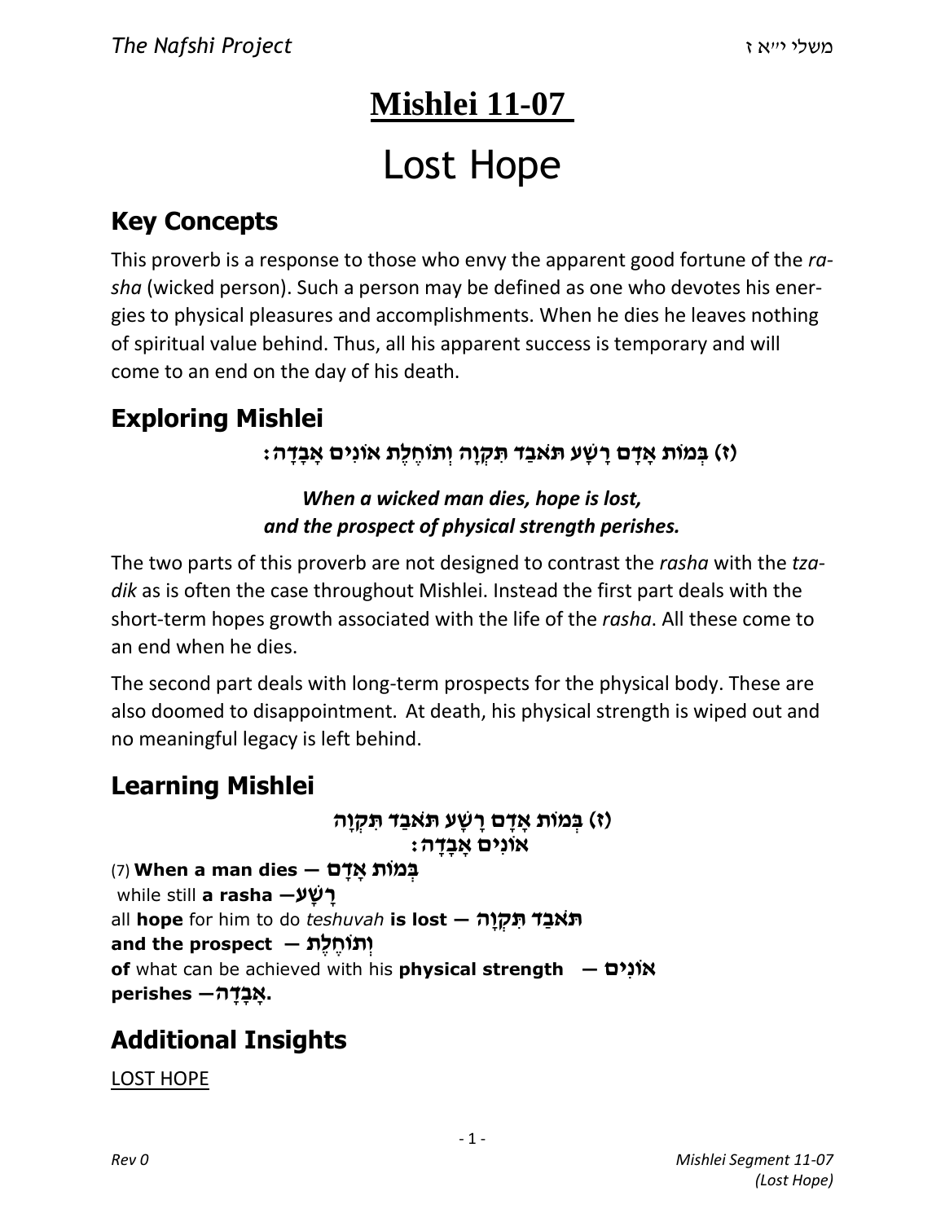# Mishlei 11-07

# Lost Hope

## Key Concepts

This proverb is a response to those who envy the apparent good fortune of the *rasha* (wicked person). Such a person may be defined as one who devotes his energies to physical pleasures and accomplishments. When he dies he leaves nothing of spiritual value behind. Thus, all his apparent success is temporary and will come to an end on the day of his death.

## Exploring Mishlei

**(ז) בְּמוֹת אָדָם רָשָׁע תֹּאבַד תִּקְוָה וְתוֹחֶלֶת אוֹנִים אָבָדָה:**

***When a wicked man dies, hope is lost,***
***and the prospect of physical strength perishes.***

The two parts of this proverb are not designed to contrast the *rasha* with the *tzadik* as is often the case throughout Mishlei. Instead the first part deals with the short-term hopes growth associated with the life of the *rasha*. All these come to an end when he dies.

The second part deals with long-term prospects for the physical body. These are also doomed to disappointment. At death, his physical strength is wiped out and no meaningful legacy is left behind.

## Learning Mishlei

**(ז) בְּמוֹת אָדָם רָשָׁע תֹּאבַד תִּקְוָה**
**אוֹנִים אָבָדָה:**

(7) **When a man dies — בְּמוֹת אָדָם**
while still **a rasha —רָשָׁע**
all **hope** for him to do *teshuvah* **is lost — תֹּאבַד תִּקְוָה**
**and the prospect — וְתוֹחֶלֶת**
**of** what can be achieved with his **physical strength — אוֹנִים**
**perishes —אָבָדָה.**

## Additional Insights

LOST HOPE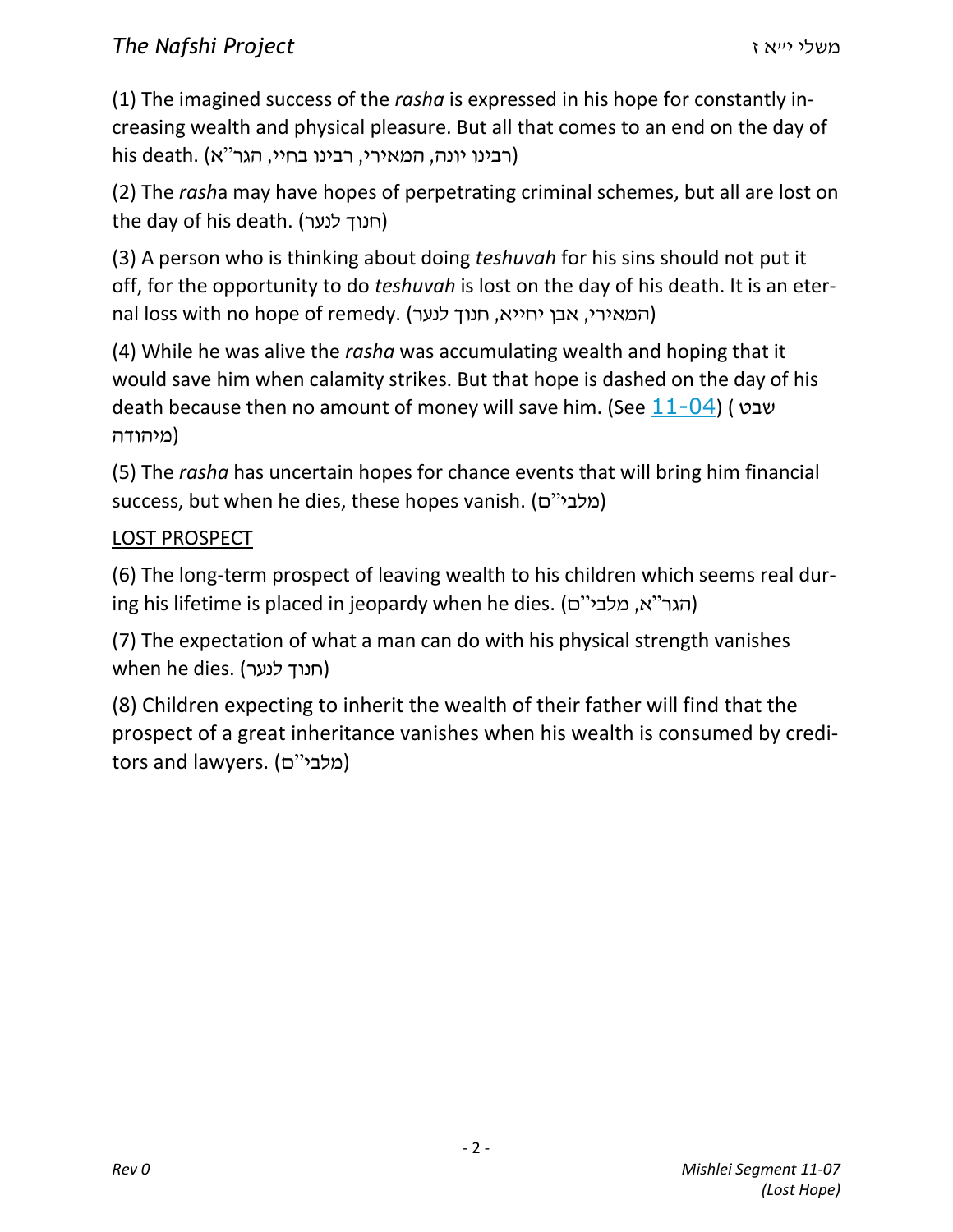(1) The imagined success of the *rasha* is expressed in his hope for constantly increasing wealth and physical pleasure. But all that comes to an end on the day of his death. (רבינו יונה, המאירי, רבינו בחיי, הגר"א)

(2) The *rasha* may have hopes of perpetrating criminal schemes, but all are lost on the day of his death. (חנוך לנער)

(3) A person who is thinking about doing *teshuvah* for his sins should not put it off, for the opportunity to do *teshuvah* is lost on the day of his death. It is an eternal loss with no hope of remedy. (המאירי, אבן יחייא, חנוך לנער)

(4) While he was alive the *rasha* was accumulating wealth and hoping that it would save him when calamity strikes. But that hope is dashed on the day of his death because then no amount of money will save him. (See 11-04) (שבט מיהודה)

(5) The *rasha* has uncertain hopes for chance events that will bring him financial success, but when he dies, these hopes vanish. (מלבי"ם)

<u>LOST PROSPECT</u>

(6) The long-term prospect of leaving wealth to his children which seems real during his lifetime is placed in jeopardy when he dies. (הגר"א, מלבי"ם)

(7) The expectation of what a man can do with his physical strength vanishes when he dies. (חנוך לנער)

(8) Children expecting to inherit the wealth of their father will find that the prospect of a great inheritance vanishes when his wealth is consumed by creditors and lawyers. (מלבי"ם)